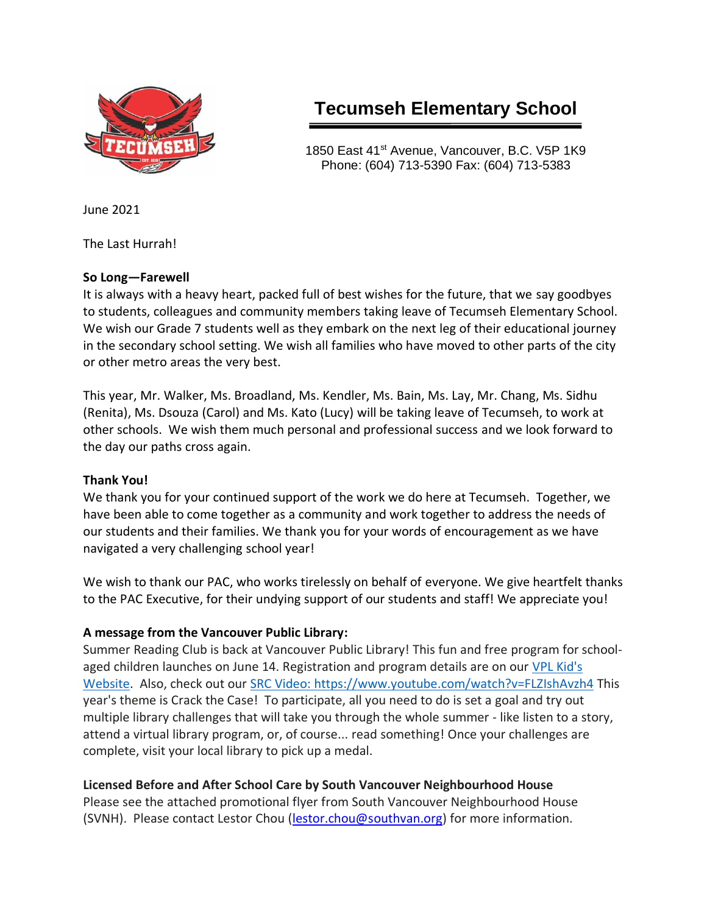# Tecumseh Elementary School

1850 East 41st Avenue, Vancouver, B.C. V5P 1K9
Phone: (604) 713-5390 Fax: (604) 713-5383

June 2021

The Last Hurrah!

**So Long—Farewell**

It is always with a heavy heart, packed full of best wishes for the future, that we say goodbyes to students, colleagues and community members taking leave of Tecumseh Elementary School. We wish our Grade 7 students well as they embark on the next leg of their educational journey in the secondary school setting. We wish all families who have moved to other parts of the city or other metro areas the very best.

This year, Mr. Walker, Ms. Broadland, Ms. Kendler, Ms. Bain, Ms. Lay, Mr. Chang, Ms. Sidhu (Renita), Ms. Dsouza (Carol) and Ms. Kato (Lucy) will be taking leave of Tecumseh, to work at other schools. We wish them much personal and professional success and we look forward to the day our paths cross again.

**Thank You!**

We thank you for your continued support of the work we do here at Tecumseh. Together, we have been able to come together as a community and work together to address the needs of our students and their families. We thank you for your words of encouragement as we have navigated a very challenging school year!

We wish to thank our PAC, who works tirelessly on behalf of everyone. We give heartfelt thanks to the PAC Executive, for their undying support of our students and staff! We appreciate you!

**A message from the Vancouver Public Library:**

Summer Reading Club is back at Vancouver Public Library! This fun and free program for school-aged children launches on June 14. Registration and program details are on our VPL Kid's Website. Also, check out our SRC Video: https://www.youtube.com/watch?v=FLZIshAvzh4 This year's theme is Crack the Case! To participate, all you need to do is set a goal and try out multiple library challenges that will take you through the whole summer - like listen to a story, attend a virtual library program, or, of course... read something! Once your challenges are complete, visit your local library to pick up a medal.

**Licensed Before and After School Care by South Vancouver Neighbourhood House**

Please see the attached promotional flyer from South Vancouver Neighbourhood House (SVNH). Please contact Lestor Chou (lestor.chou@southvan.org) for more information.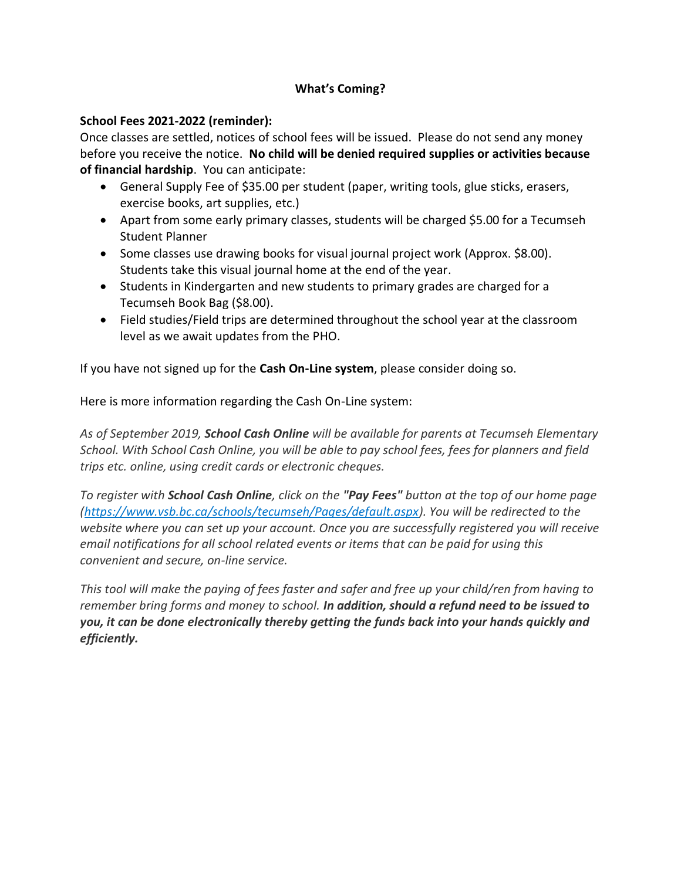## What's Coming?

**School Fees 2021-2022 (reminder):**

Once classes are settled, notices of school fees will be issued. Please do not send any money before you receive the notice. **No child will be denied required supplies or activities because of financial hardship**. You can anticipate:

- General Supply Fee of $35.00 per student (paper, writing tools, glue sticks, erasers, exercise books, art supplies, etc.)
- Apart from some early primary classes, students will be charged $5.00 for a Tecumseh Student Planner
- Some classes use drawing books for visual journal project work (Approx. $8.00). Students take this visual journal home at the end of the year.
- Students in Kindergarten and new students to primary grades are charged for a Tecumseh Book Bag ($8.00).
- Field studies/Field trips are determined throughout the school year at the classroom level as we await updates from the PHO.

If you have not signed up for the **Cash On-Line system**, please consider doing so.

Here is more information regarding the Cash On-Line system:

*As of September 2019,* ***School Cash Online*** *will be available for parents at Tecumseh Elementary School. With School Cash Online, you will be able to pay school fees, fees for planners and field trips etc. online, using credit cards or electronic cheques.*

*To register with* ***School Cash Online****, click on the* ***"Pay Fees"*** *button at the top of our home page ([https://www.vsb.bc.ca/schools/tecumseh/Pages/default.aspx](https://www.vsb.bc.ca/schools/tecumseh/Pages/default.aspx)). You will be redirected to the website where you can set up your account. Once you are successfully registered you will receive email notifications for all school related events or items that can be paid for using this convenient and secure, on-line service.*

*This tool will make the paying of fees faster and safer and free up your child/ren from having to remember bring forms and money to school.* ***In addition, should a refund need to be issued to you, it can be done electronically thereby getting the funds back into your hands quickly and efficiently.***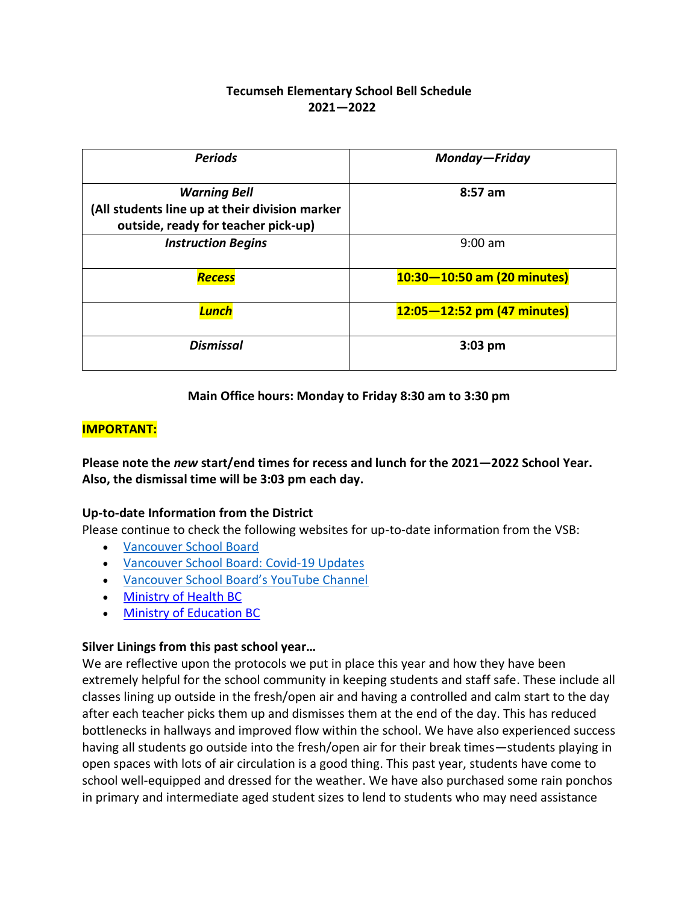**Tecumseh Elementary School Bell Schedule**
**2021—2022**

| *Periods* | *Monday—Friday* |
|---|---|
| ***Warning Bell*** **(All students line up at their division marker outside, ready for teacher pick-up)** | **8:57 am** |
| ***Instruction Begins*** | 9:00 am |
| ***Recess*** | **10:30—10:50 am (20 minutes)** |
| ***Lunch*** | **12:05—12:52 pm (47 minutes)** |
| ***Dismissal*** | **3:03 pm** |

**Main Office hours: Monday to Friday 8:30 am to 3:30 pm**

**IMPORTANT:**

**Please note the *new* start/end times for recess and lunch for the 2021—2022 School Year. Also, the dismissal time will be 3:03 pm each day.**

**Up-to-date Information from the District**

Please continue to check the following websites for up-to-date information from the VSB:

- Vancouver School Board
- Vancouver School Board: Covid-19 Updates
- Vancouver School Board's YouTube Channel
- Ministry of Health BC
- Ministry of Education BC

**Silver Linings from this past school year…**

We are reflective upon the protocols we put in place this year and how they have been extremely helpful for the school community in keeping students and staff safe. These include all classes lining up outside in the fresh/open air and having a controlled and calm start to the day after each teacher picks them up and dismisses them at the end of the day. This has reduced bottlenecks in hallways and improved flow within the school. We have also experienced success having all students go outside into the fresh/open air for their break times—students playing in open spaces with lots of air circulation is a good thing. This past year, students have come to school well-equipped and dressed for the weather. We have also purchased some rain ponchos in primary and intermediate aged student sizes to lend to students who may need assistance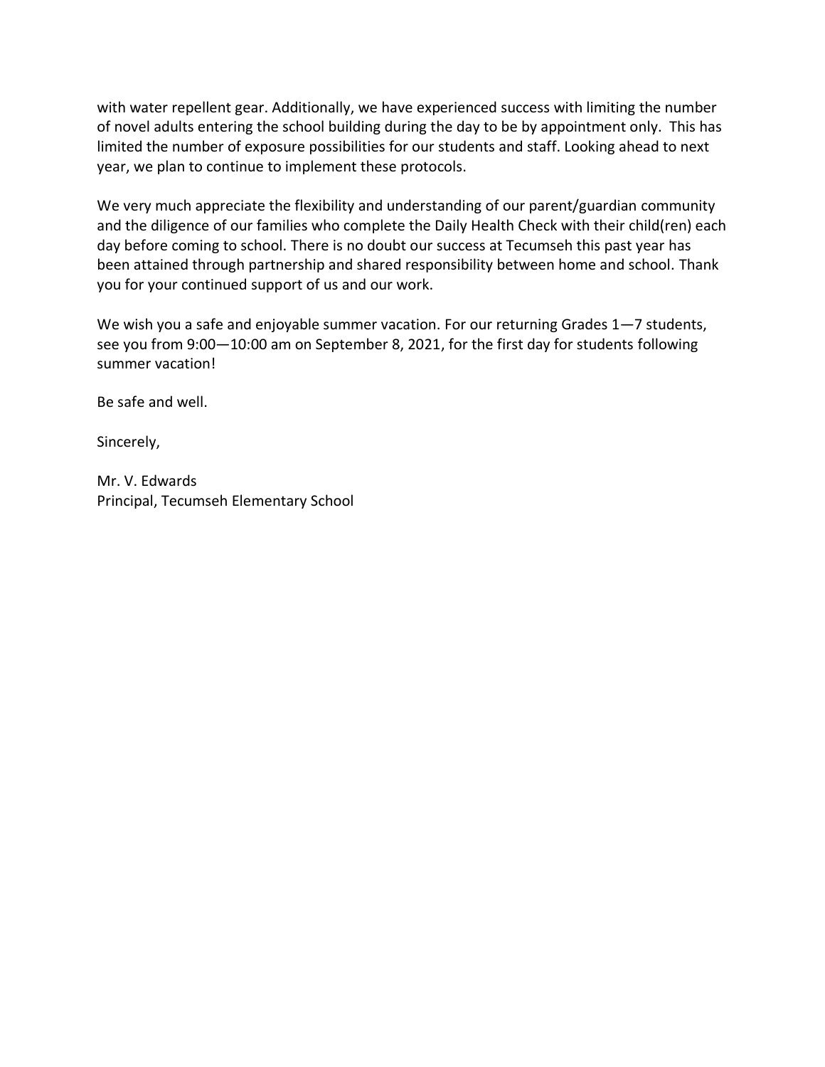with water repellent gear. Additionally, we have experienced success with limiting the number of novel adults entering the school building during the day to be by appointment only. This has limited the number of exposure possibilities for our students and staff. Looking ahead to next year, we plan to continue to implement these protocols.

We very much appreciate the flexibility and understanding of our parent/guardian community and the diligence of our families who complete the Daily Health Check with their child(ren) each day before coming to school. There is no doubt our success at Tecumseh this past year has been attained through partnership and shared responsibility between home and school. Thank you for your continued support of us and our work.

We wish you a safe and enjoyable summer vacation. For our returning Grades 1—7 students, see you from 9:00—10:00 am on September 8, 2021, for the first day for students following summer vacation!

Be safe and well.

Sincerely,

Mr. V. Edwards
Principal, Tecumseh Elementary School